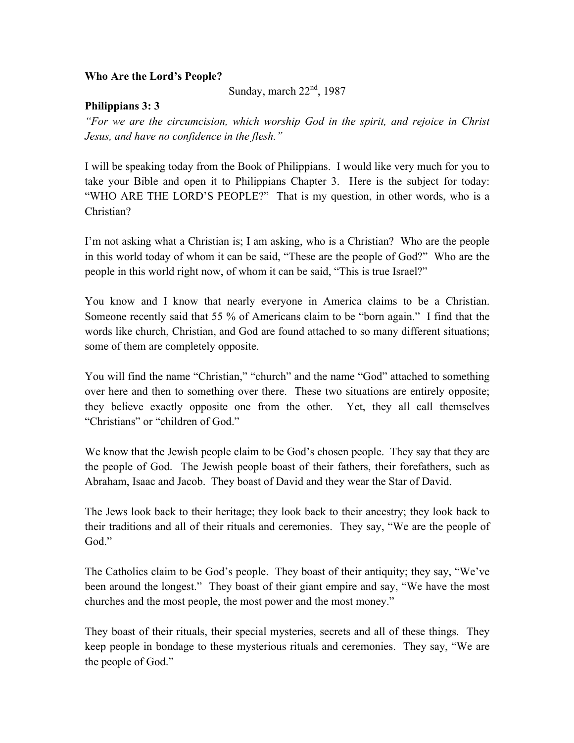**Who Are the Lord's People?**

Sunday, march 22nd, 1987

**Philippians 3: 3**

*"For we are the circumcision, which worship God in the spirit, and rejoice in Christ Jesus, and have no confidence in the flesh."*

I will be speaking today from the Book of Philippians. I would like very much for you to take your Bible and open it to Philippians Chapter 3. Here is the subject for today: "WHO ARE THE LORD'S PEOPLE?" That is my question, in other words, who is a Christian?

I'm not asking what a Christian is; I am asking, who is a Christian? Who are the people in this world today of whom it can be said, "These are the people of God?" Who are the people in this world right now, of whom it can be said, "This is true Israel?"

You know and I know that nearly everyone in America claims to be a Christian. Someone recently said that 55 % of Americans claim to be "born again." I find that the words like church, Christian, and God are found attached to so many different situations; some of them are completely opposite.

You will find the name "Christian," "church" and the name "God" attached to something over here and then to something over there. These two situations are entirely opposite; they believe exactly opposite one from the other. Yet, they all call themselves "Christians" or "children of God."

We know that the Jewish people claim to be God's chosen people. They say that they are the people of God. The Jewish people boast of their fathers, their forefathers, such as Abraham, Isaac and Jacob. They boast of David and they wear the Star of David.

The Jews look back to their heritage; they look back to their ancestry; they look back to their traditions and all of their rituals and ceremonies. They say, "We are the people of God."

The Catholics claim to be God's people. They boast of their antiquity; they say, "We've been around the longest." They boast of their giant empire and say, "We have the most churches and the most people, the most power and the most money."

They boast of their rituals, their special mysteries, secrets and all of these things. They keep people in bondage to these mysterious rituals and ceremonies. They say, "We are the people of God."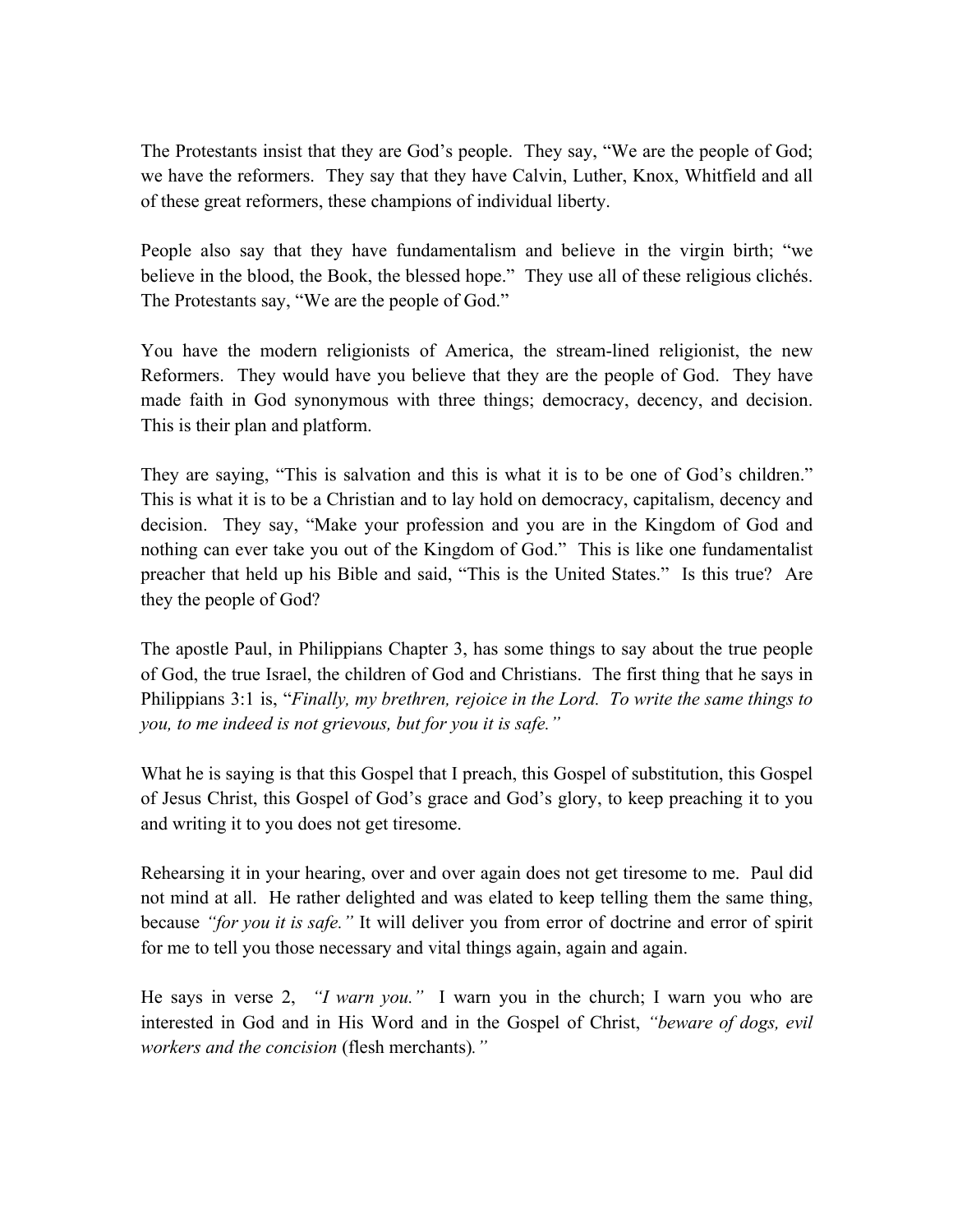The Protestants insist that they are God's people. They say, "We are the people of God; we have the reformers. They say that they have Calvin, Luther, Knox, Whitfield and all of these great reformers, these champions of individual liberty.

People also say that they have fundamentalism and believe in the virgin birth; "we believe in the blood, the Book, the blessed hope." They use all of these religious clichés. The Protestants say, "We are the people of God."

You have the modern religionists of America, the stream-lined religionist, the new Reformers. They would have you believe that they are the people of God. They have made faith in God synonymous with three things; democracy, decency, and decision. This is their plan and platform.

They are saying, "This is salvation and this is what it is to be one of God's children." This is what it is to be a Christian and to lay hold on democracy, capitalism, decency and decision. They say, "Make your profession and you are in the Kingdom of God and nothing can ever take you out of the Kingdom of God." This is like one fundamentalist preacher that held up his Bible and said, "This is the United States." Is this true? Are they the people of God?

The apostle Paul, in Philippians Chapter 3, has some things to say about the true people of God, the true Israel, the children of God and Christians. The first thing that he says in Philippians 3:1 is, "*Finally, my brethren, rejoice in the Lord. To write the same things to you, to me indeed is not grievous, but for you it is safe."*

What he is saying is that this Gospel that I preach, this Gospel of substitution, this Gospel of Jesus Christ, this Gospel of God's grace and God's glory, to keep preaching it to you and writing it to you does not get tiresome.

Rehearsing it in your hearing, over and over again does not get tiresome to me. Paul did not mind at all. He rather delighted and was elated to keep telling them the same thing, because *"for you it is safe."* It will deliver you from error of doctrine and error of spirit for me to tell you those necessary and vital things again, again and again.

He says in verse 2, *"I warn you."* I warn you in the church; I warn you who are interested in God and in His Word and in the Gospel of Christ, *"beware of dogs, evil workers and the concision* (flesh merchants)*."*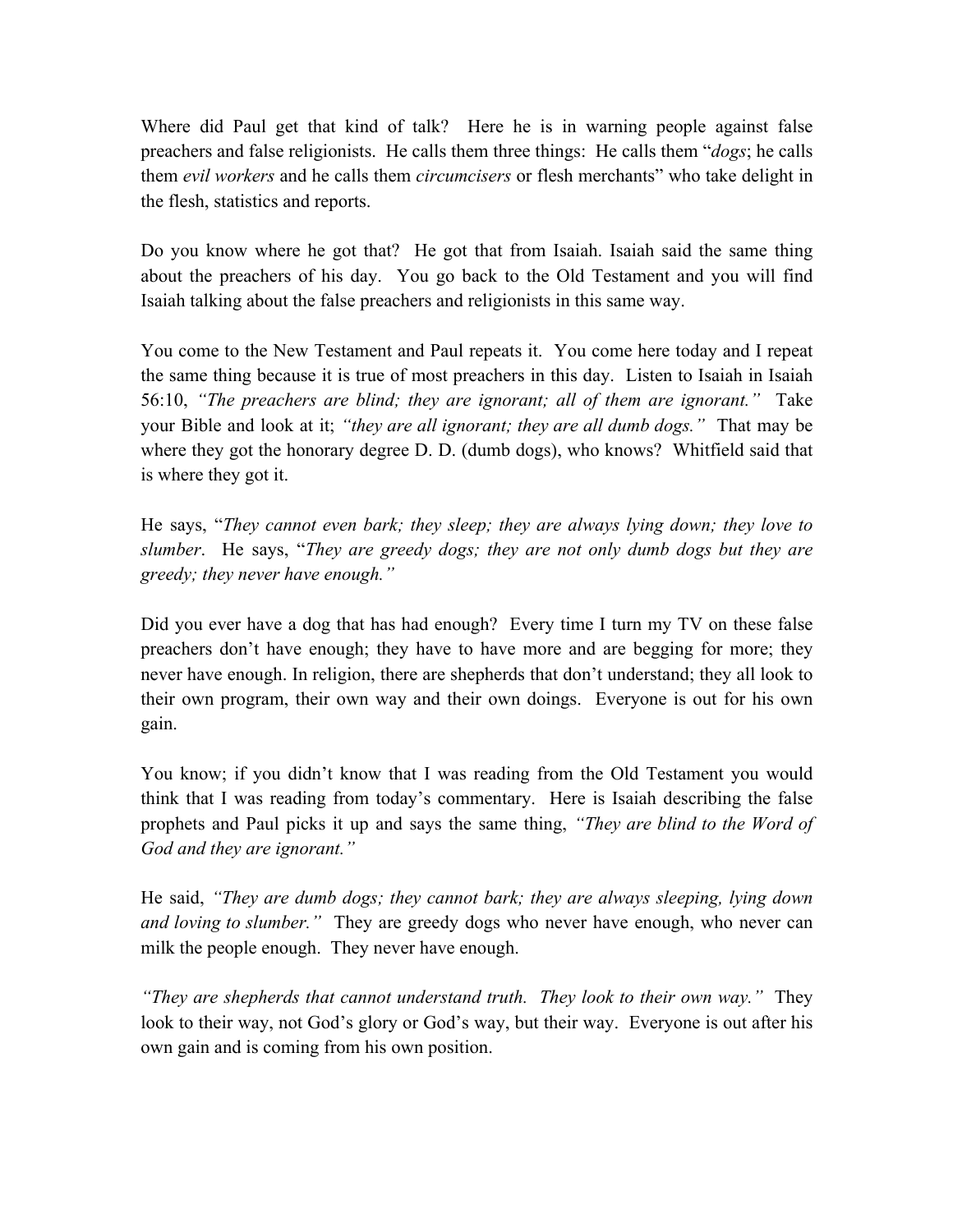Where did Paul get that kind of talk? Here he is in warning people against false preachers and false religionists. He calls them three things: He calls them "*dogs*; he calls them *evil workers* and he calls them *circumcisers* or flesh merchants" who take delight in the flesh, statistics and reports.

Do you know where he got that? He got that from Isaiah. Isaiah said the same thing about the preachers of his day. You go back to the Old Testament and you will find Isaiah talking about the false preachers and religionists in this same way.

You come to the New Testament and Paul repeats it. You come here today and I repeat the same thing because it is true of most preachers in this day. Listen to Isaiah in Isaiah 56:10, *"The preachers are blind; they are ignorant; all of them are ignorant."* Take your Bible and look at it; *"they are all ignorant; they are all dumb dogs."* That may be where they got the honorary degree D. D. (dumb dogs), who knows? Whitfield said that is where they got it.

He says, "*They cannot even bark; they sleep; they are always lying down; they love to slumber*. He says, "*They are greedy dogs; they are not only dumb dogs but they are greedy; they never have enough."*

Did you ever have a dog that has had enough? Every time I turn my TV on these false preachers don't have enough; they have to have more and are begging for more; they never have enough. In religion, there are shepherds that don't understand; they all look to their own program, their own way and their own doings. Everyone is out for his own gain.

You know; if you didn't know that I was reading from the Old Testament you would think that I was reading from today's commentary. Here is Isaiah describing the false prophets and Paul picks it up and says the same thing, *"They are blind to the Word of God and they are ignorant."*

He said, *"They are dumb dogs; they cannot bark; they are always sleeping, lying down and loving to slumber."* They are greedy dogs who never have enough, who never can milk the people enough. They never have enough.

*"They are shepherds that cannot understand truth. They look to their own way."* They look to their way, not God's glory or God's way, but their way. Everyone is out after his own gain and is coming from his own position.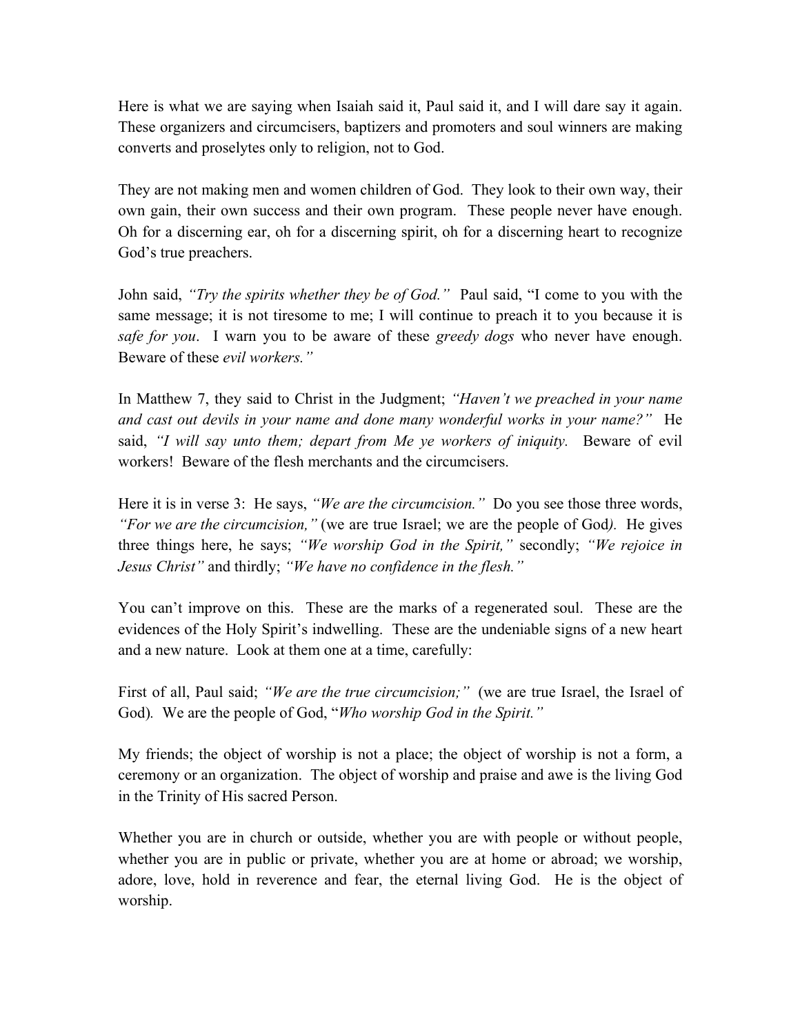Here is what we are saying when Isaiah said it, Paul said it, and I will dare say it again. These organizers and circumcisers, baptizers and promoters and soul winners are making converts and proselytes only to religion, not to God.

They are not making men and women children of God. They look to their own way, their own gain, their own success and their own program. These people never have enough. Oh for a discerning ear, oh for a discerning spirit, oh for a discerning heart to recognize God's true preachers.

John said, *"Try the spirits whether they be of God."* Paul said, "I come to you with the same message; it is not tiresome to me; I will continue to preach it to you because it is *safe for you*. I warn you to be aware of these *greedy dogs* who never have enough. Beware of these *evil workers."*

In Matthew 7, they said to Christ in the Judgment; *"Haven't we preached in your name and cast out devils in your name and done many wonderful works in your name?"* He said, *"I will say unto them; depart from Me ye workers of iniquity.* Beware of evil workers! Beware of the flesh merchants and the circumcisers.

Here it is in verse 3: He says, *"We are the circumcision."* Do you see those three words, *"For we are the circumcision,"* (we are true Israel; we are the people of God*).* He gives three things here, he says; *"We worship God in the Spirit,"* secondly; *"We rejoice in Jesus Christ"* and thirdly; *"We have no confidence in the flesh."*

You can't improve on this. These are the marks of a regenerated soul. These are the evidences of the Holy Spirit's indwelling. These are the undeniable signs of a new heart and a new nature. Look at them one at a time, carefully:

First of all, Paul said; *"We are the true circumcision;"* (we are true Israel, the Israel of God)*.* We are the people of God, "*Who worship God in the Spirit."*

My friends; the object of worship is not a place; the object of worship is not a form, a ceremony or an organization. The object of worship and praise and awe is the living God in the Trinity of His sacred Person.

Whether you are in church or outside, whether you are with people or without people, whether you are in public or private, whether you are at home or abroad; we worship, adore, love, hold in reverence and fear, the eternal living God. He is the object of worship.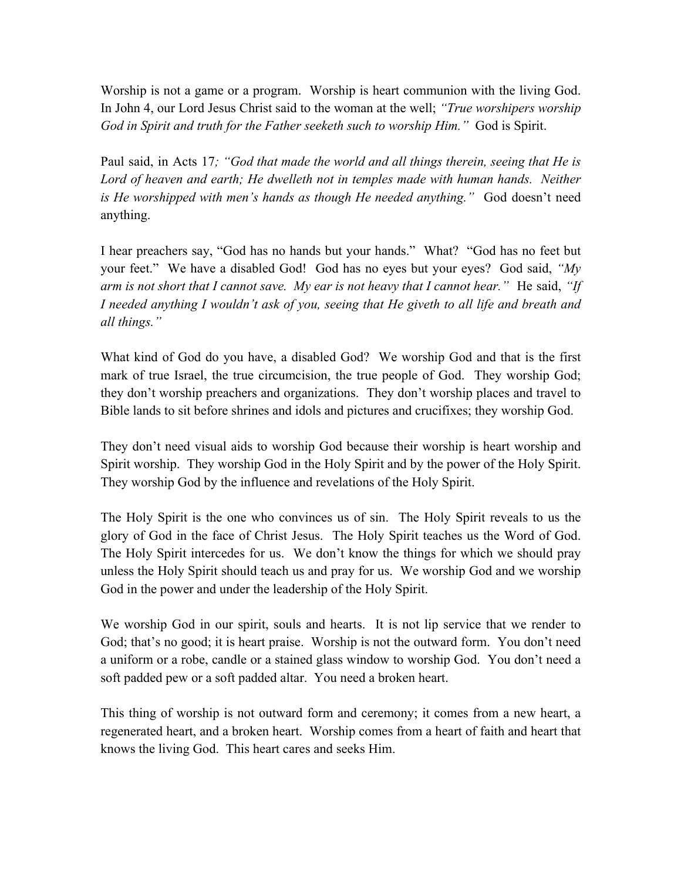Worship is not a game or a program. Worship is heart communion with the living God. In John 4, our Lord Jesus Christ said to the woman at the well; *"True worshipers worship God in Spirit and truth for the Father seeketh such to worship Him."* God is Spirit.

Paul said, in Acts 17*; "God that made the world and all things therein, seeing that He is Lord of heaven and earth; He dwelleth not in temples made with human hands. Neither is He worshipped with men's hands as though He needed anything."* God doesn't need anything.

I hear preachers say, "God has no hands but your hands." What? "God has no feet but your feet." We have a disabled God! God has no eyes but your eyes? God said, *"My arm is not short that I cannot save. My ear is not heavy that I cannot hear."* He said, *"If I needed anything I wouldn't ask of you, seeing that He giveth to all life and breath and all things."*

What kind of God do you have, a disabled God? We worship God and that is the first mark of true Israel, the true circumcision, the true people of God. They worship God; they don't worship preachers and organizations. They don't worship places and travel to Bible lands to sit before shrines and idols and pictures and crucifixes; they worship God.

They don't need visual aids to worship God because their worship is heart worship and Spirit worship. They worship God in the Holy Spirit and by the power of the Holy Spirit. They worship God by the influence and revelations of the Holy Spirit.

The Holy Spirit is the one who convinces us of sin. The Holy Spirit reveals to us the glory of God in the face of Christ Jesus. The Holy Spirit teaches us the Word of God. The Holy Spirit intercedes for us. We don't know the things for which we should pray unless the Holy Spirit should teach us and pray for us. We worship God and we worship God in the power and under the leadership of the Holy Spirit.

We worship God in our spirit, souls and hearts. It is not lip service that we render to God; that's no good; it is heart praise. Worship is not the outward form. You don't need a uniform or a robe, candle or a stained glass window to worship God. You don't need a soft padded pew or a soft padded altar. You need a broken heart.

This thing of worship is not outward form and ceremony; it comes from a new heart, a regenerated heart, and a broken heart. Worship comes from a heart of faith and heart that knows the living God. This heart cares and seeks Him.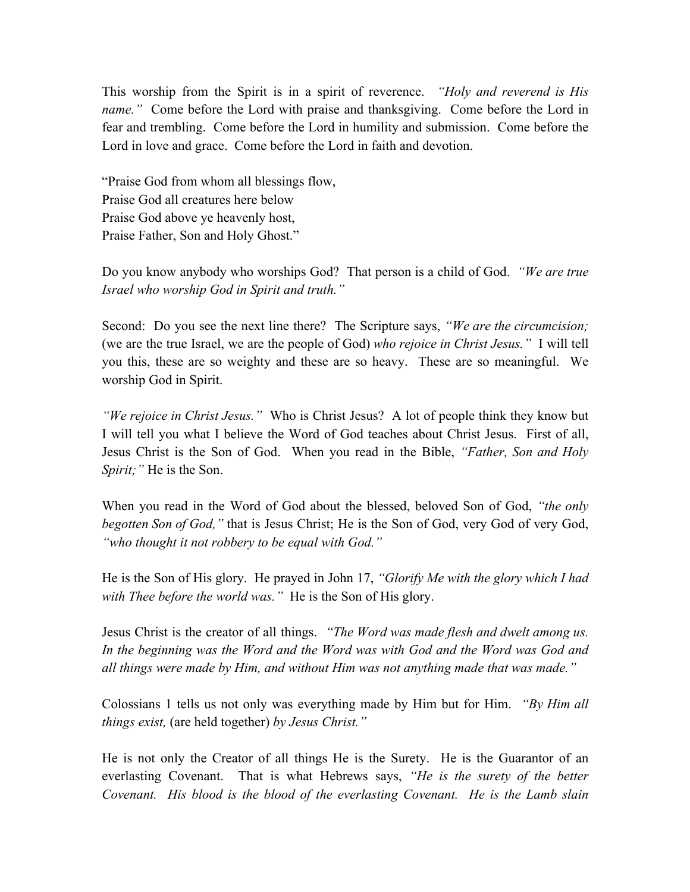This worship from the Spirit is in a spirit of reverence. *"Holy and reverend is His name."* Come before the Lord with praise and thanksgiving. Come before the Lord in fear and trembling. Come before the Lord in humility and submission. Come before the Lord in love and grace. Come before the Lord in faith and devotion.

"Praise God from whom all blessings flow,
Praise God all creatures here below
Praise God above ye heavenly host,
Praise Father, Son and Holy Ghost."

Do you know anybody who worships God? That person is a child of God. *"We are true Israel who worship God in Spirit and truth."*

Second: Do you see the next line there? The Scripture says, *"We are the circumcision;* (we are the true Israel, we are the people of God) *who rejoice in Christ Jesus."* I will tell you this, these are so weighty and these are so heavy. These are so meaningful. We worship God in Spirit.

*"We rejoice in Christ Jesus."* Who is Christ Jesus? A lot of people think they know but I will tell you what I believe the Word of God teaches about Christ Jesus. First of all, Jesus Christ is the Son of God. When you read in the Bible, *"Father, Son and Holy Spirit;"* He is the Son.

When you read in the Word of God about the blessed, beloved Son of God, *"the only begotten Son of God,"* that is Jesus Christ; He is the Son of God, very God of very God, *"who thought it not robbery to be equal with God."*

He is the Son of His glory. He prayed in John 17, *"Glorify Me with the glory which I had with Thee before the world was."* He is the Son of His glory.

Jesus Christ is the creator of all things. *"The Word was made flesh and dwelt among us. In the beginning was the Word and the Word was with God and the Word was God and all things were made by Him, and without Him was not anything made that was made."*

Colossians 1 tells us not only was everything made by Him but for Him. *"By Him all things exist,* (are held together) *by Jesus Christ."*

He is not only the Creator of all things He is the Surety. He is the Guarantor of an everlasting Covenant. That is what Hebrews says, *"He is the surety of the better Covenant. His blood is the blood of the everlasting Covenant. He is the Lamb slain*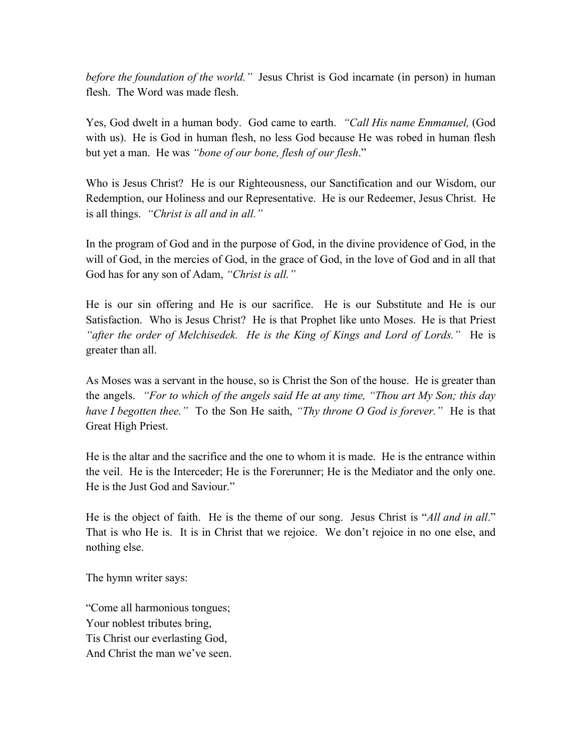*before the foundation of the world."* Jesus Christ is God incarnate (in person) in human flesh. The Word was made flesh.

Yes, God dwelt in a human body. God came to earth. *"Call His name Emmanuel,* (God with us). He is God in human flesh, no less God because He was robed in human flesh but yet a man. He was *"bone of our bone, flesh of our flesh*."

Who is Jesus Christ? He is our Righteousness, our Sanctification and our Wisdom, our Redemption, our Holiness and our Representative. He is our Redeemer, Jesus Christ. He is all things. *"Christ is all and in all."*

In the program of God and in the purpose of God, in the divine providence of God, in the will of God, in the mercies of God, in the grace of God, in the love of God and in all that God has for any son of Adam, *"Christ is all."*

He is our sin offering and He is our sacrifice. He is our Substitute and He is our Satisfaction. Who is Jesus Christ? He is that Prophet like unto Moses. He is that Priest *"after the order of Melchisedek. He is the King of Kings and Lord of Lords."* He is greater than all.

As Moses was a servant in the house, so is Christ the Son of the house. He is greater than the angels. *"For to which of the angels said He at any time, "Thou art My Son; this day have I begotten thee."* To the Son He saith, *"Thy throne O God is forever."* He is that Great High Priest.

He is the altar and the sacrifice and the one to whom it is made. He is the entrance within the veil. He is the Interceder; He is the Forerunner; He is the Mediator and the only one. He is the Just God and Saviour."

He is the object of faith. He is the theme of our song. Jesus Christ is "*All and in all*." That is who He is. It is in Christ that we rejoice. We don't rejoice in no one else, and nothing else.

The hymn writer says:

"Come all harmonious tongues;
Your noblest tributes bring,
Tis Christ our everlasting God,
And Christ the man we've seen.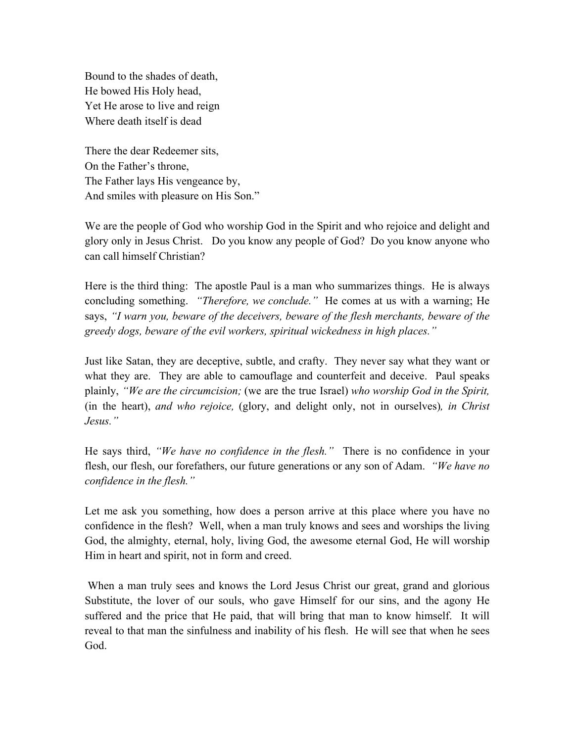Bound to the shades of death,  
He bowed His Holy head,  
Yet He arose to live and reign  
Where death itself is dead

There the dear Redeemer sits,  
On the Father's throne,  
The Father lays His vengeance by,  
And smiles with pleasure on His Son."

We are the people of God who worship God in the Spirit and who rejoice and delight and glory only in Jesus Christ. Do you know any people of God? Do you know anyone who can call himself Christian?

Here is the third thing: The apostle Paul is a man who summarizes things. He is always concluding something. *"Therefore, we conclude."* He comes at us with a warning; He says, *"I warn you, beware of the deceivers, beware of the flesh merchants, beware of the greedy dogs, beware of the evil workers, spiritual wickedness in high places."*

Just like Satan, they are deceptive, subtle, and crafty. They never say what they want or what they are. They are able to camouflage and counterfeit and deceive. Paul speaks plainly, *"We are the circumcision;* (we are the true Israel) *who worship God in the Spirit,* (in the heart), *and who rejoice,* (glory, and delight only, not in ourselves)*, in Christ Jesus."*

He says third, *"We have no confidence in the flesh."* There is no confidence in your flesh, our flesh, our forefathers, our future generations or any son of Adam. *"We have no confidence in the flesh."*

Let me ask you something, how does a person arrive at this place where you have no confidence in the flesh? Well, when a man truly knows and sees and worships the living God, the almighty, eternal, holy, living God, the awesome eternal God, He will worship Him in heart and spirit, not in form and creed.

When a man truly sees and knows the Lord Jesus Christ our great, grand and glorious Substitute, the lover of our souls, who gave Himself for our sins, and the agony He suffered and the price that He paid, that will bring that man to know himself. It will reveal to that man the sinfulness and inability of his flesh. He will see that when he sees God.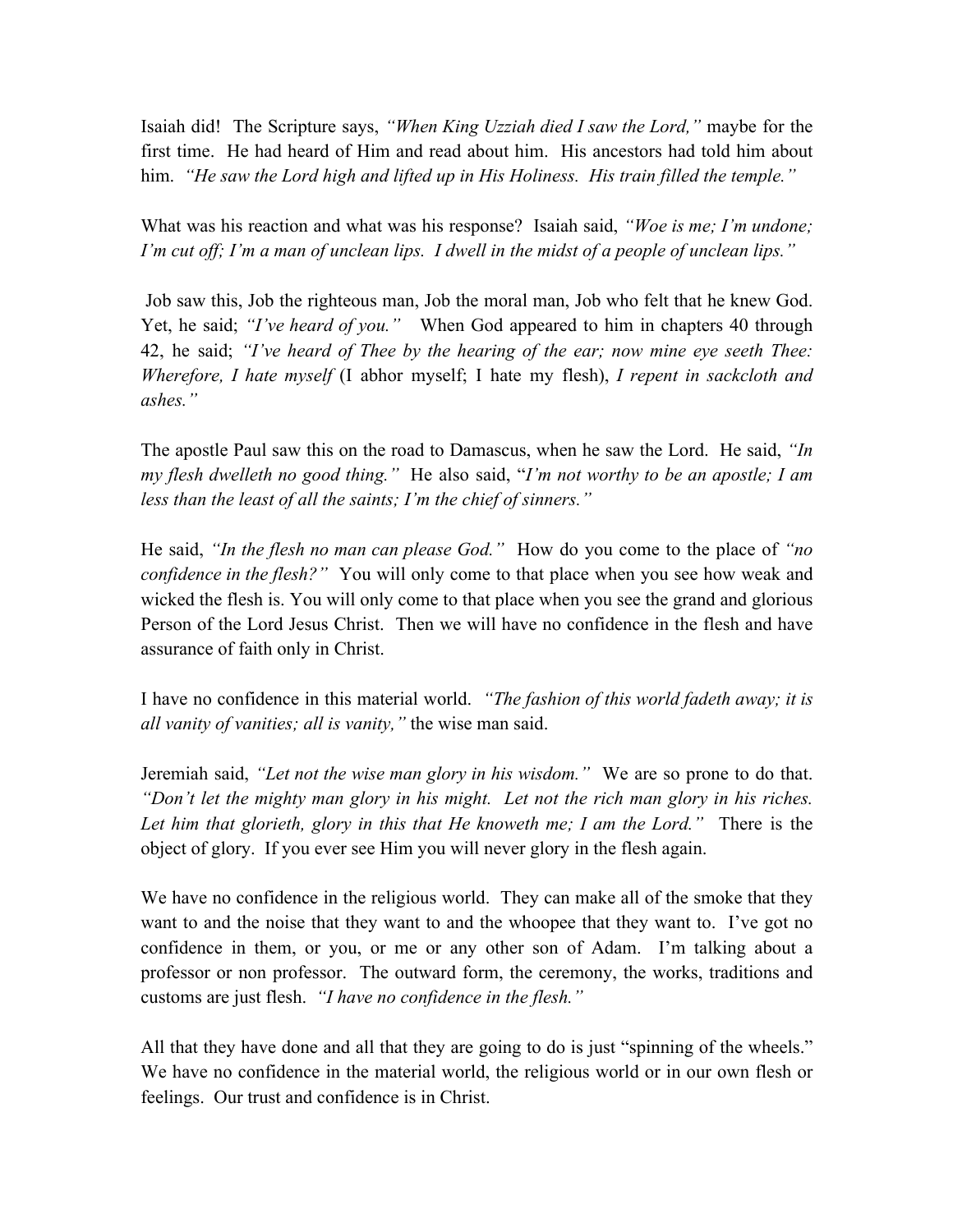Isaiah did! The Scripture says, *"When King Uzziah died I saw the Lord,"* maybe for the first time. He had heard of Him and read about him. His ancestors had told him about him. *"He saw the Lord high and lifted up in His Holiness. His train filled the temple."*

What was his reaction and what was his response? Isaiah said, *"Woe is me; I'm undone; I'm cut off; I'm a man of unclean lips. I dwell in the midst of a people of unclean lips."*

Job saw this, Job the righteous man, Job the moral man, Job who felt that he knew God. Yet, he said; *"I've heard of you."* When God appeared to him in chapters 40 through 42, he said; *"I've heard of Thee by the hearing of the ear; now mine eye seeth Thee: Wherefore, I hate myself* (I abhor myself; I hate my flesh), *I repent in sackcloth and ashes."*

The apostle Paul saw this on the road to Damascus, when he saw the Lord. He said, *"In my flesh dwelleth no good thing."* He also said, "*I'm not worthy to be an apostle; I am less than the least of all the saints; I'm the chief of sinners."*

He said, *"In the flesh no man can please God."* How do you come to the place of *"no confidence in the flesh?"* You will only come to that place when you see how weak and wicked the flesh is. You will only come to that place when you see the grand and glorious Person of the Lord Jesus Christ. Then we will have no confidence in the flesh and have assurance of faith only in Christ.

I have no confidence in this material world. *"The fashion of this world fadeth away; it is all vanity of vanities; all is vanity,"* the wise man said.

Jeremiah said, *"Let not the wise man glory in his wisdom."* We are so prone to do that. *"Don't let the mighty man glory in his might. Let not the rich man glory in his riches. Let him that glorieth, glory in this that He knoweth me; I am the Lord."* There is the object of glory. If you ever see Him you will never glory in the flesh again.

We have no confidence in the religious world. They can make all of the smoke that they want to and the noise that they want to and the whoopee that they want to. I've got no confidence in them, or you, or me or any other son of Adam. I'm talking about a professor or non professor. The outward form, the ceremony, the works, traditions and customs are just flesh. *"I have no confidence in the flesh."*

All that they have done and all that they are going to do is just "spinning of the wheels." We have no confidence in the material world, the religious world or in our own flesh or feelings. Our trust and confidence is in Christ.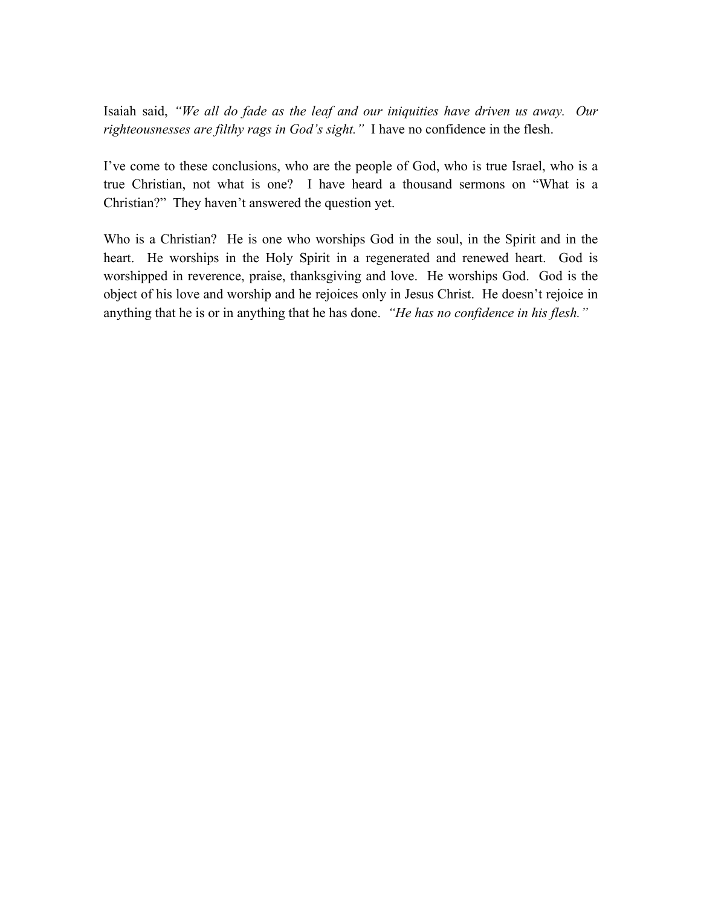Isaiah said, *"We all do fade as the leaf and our iniquities have driven us away. Our righteousnesses are filthy rags in God's sight."* I have no confidence in the flesh.

I've come to these conclusions, who are the people of God, who is true Israel, who is a true Christian, not what is one? I have heard a thousand sermons on "What is a Christian?" They haven't answered the question yet.

Who is a Christian? He is one who worships God in the soul, in the Spirit and in the heart. He worships in the Holy Spirit in a regenerated and renewed heart. God is worshipped in reverence, praise, thanksgiving and love. He worships God. God is the object of his love and worship and he rejoices only in Jesus Christ. He doesn't rejoice in anything that he is or in anything that he has done. *"He has no confidence in his flesh."*